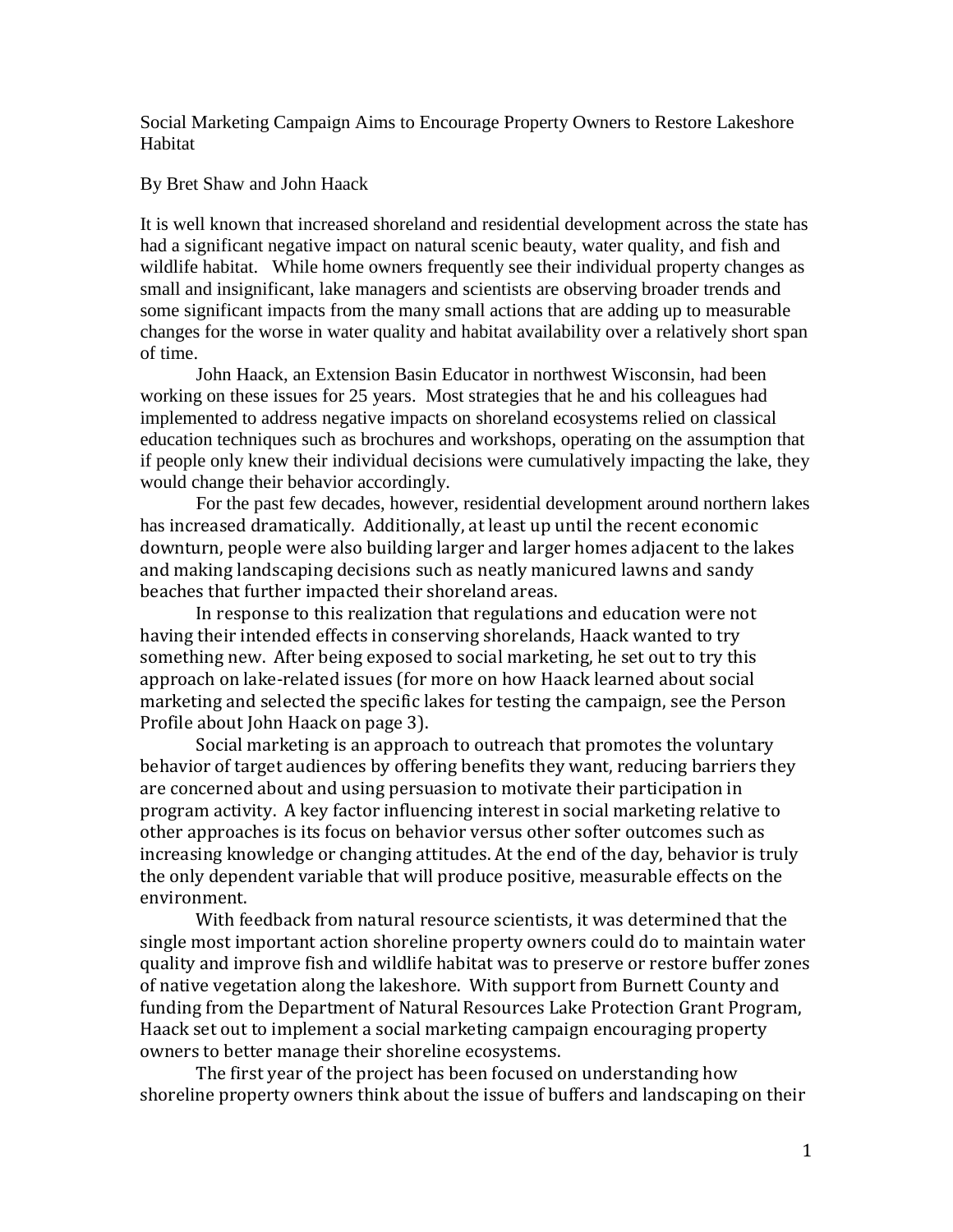# Social Marketing Campaign Aims to Encourage Property Owners to Restore Lakeshore Habitat

By Bret Shaw and John Haack

It is well known that increased shoreland and residential development across the state has had a significant negative impact on natural scenic beauty, water quality, and fish and wildlife habitat. While home owners frequently see their individual property changes as small and insignificant, lake managers and scientists are observing broader trends and some significant impacts from the many small actions that are adding up to measurable changes for the worse in water quality and habitat availability over a relatively short span of time.

John Haack, an Extension Basin Educator in northwest Wisconsin, had been working on these issues for 25 years. Most strategies that he and his colleagues had implemented to address negative impacts on shoreland ecosystems relied on classical education techniques such as brochures and workshops, operating on the assumption that if people only knew their individual decisions were cumulatively impacting the lake, they would change their behavior accordingly.

For the past few decades, however, residential development around northern lakes has increased dramatically. Additionally, at least up until the recent economic downturn, people were also building larger and larger homes adjacent to the lakes and making landscaping decisions such as neatly manicured lawns and sandy beaches that further impacted their shoreland areas.

In response to this realization that regulations and education were not having their intended effects in conserving shorelands, Haack wanted to try something new. After being exposed to social marketing, he set out to try this approach on lake-related issues (for more on how Haack learned about social marketing and selected the specific lakes for testing the campaign, see the Person Profile about John Haack on page 3).

Social marketing is an approach to outreach that promotes the voluntary behavior of target audiences by offering benefits they want, reducing barriers they are concerned about and using persuasion to motivate their participation in program activity. A key factor influencing interest in social marketing relative to other approaches is its focus on behavior versus other softer outcomes such as increasing knowledge or changing attitudes. At the end of the day, behavior is truly the only dependent variable that will produce positive, measurable effects on the environment.

With feedback from natural resource scientists, it was determined that the single most important action shoreline property owners could do to maintain water quality and improve fish and wildlife habitat was to preserve or restore buffer zones of native vegetation along the lakeshore. With support from Burnett County and funding from the Department of Natural Resources Lake Protection Grant Program, Haack set out to implement a social marketing campaign encouraging property owners to better manage their shoreline ecosystems.

The first year of the project has been focused on understanding how shoreline property owners think about the issue of buffers and landscaping on their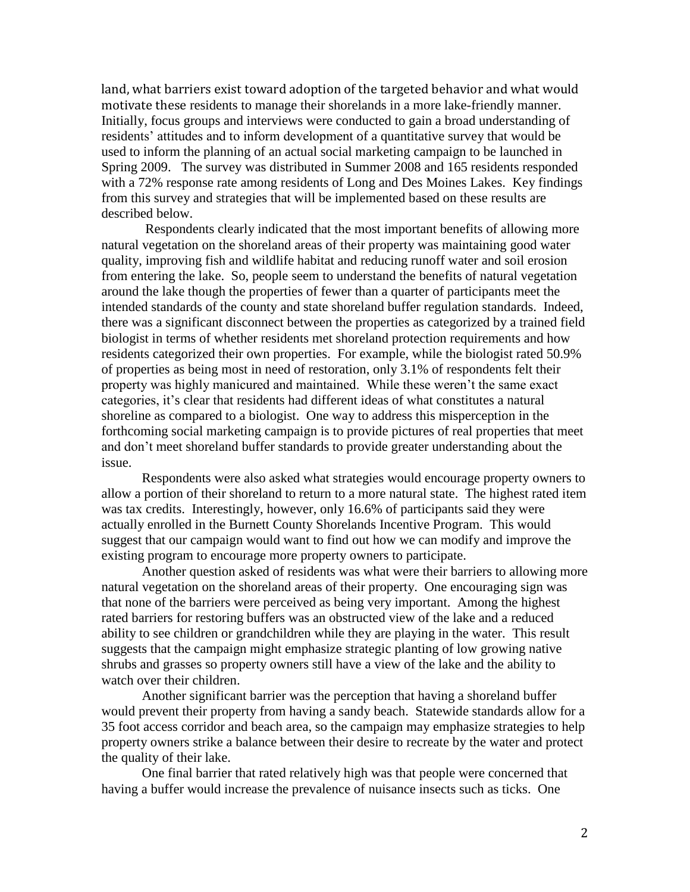land, what barriers exist toward adoption of the targeted behavior and what would motivate these residents to manage their shorelands in a more lake-friendly manner. Initially, focus groups and interviews were conducted to gain a broad understanding of residents' attitudes and to inform development of a quantitative survey that would be used to inform the planning of an actual social marketing campaign to be launched in Spring 2009. The survey was distributed in Summer 2008 and 165 residents responded with a 72% response rate among residents of Long and Des Moines Lakes. Key findings from this survey and strategies that will be implemented based on these results are described below.

Respondents clearly indicated that the most important benefits of allowing more natural vegetation on the shoreland areas of their property was maintaining good water quality, improving fish and wildlife habitat and reducing runoff water and soil erosion from entering the lake. So, people seem to understand the benefits of natural vegetation around the lake though the properties of fewer than a quarter of participants meet the intended standards of the county and state shoreland buffer regulation standards. Indeed, there was a significant disconnect between the properties as categorized by a trained field biologist in terms of whether residents met shoreland protection requirements and how residents categorized their own properties. For example, while the biologist rated 50.9% of properties as being most in need of restoration, only 3.1% of respondents felt their property was highly manicured and maintained. While these weren't the same exact categories, it's clear that residents had different ideas of what constitutes a natural shoreline as compared to a biologist. One way to address this misperception in the forthcoming social marketing campaign is to provide pictures of real properties that meet and don't meet shoreland buffer standards to provide greater understanding about the issue.

Respondents were also asked what strategies would encourage property owners to allow a portion of their shoreland to return to a more natural state. The highest rated item was tax credits. Interestingly, however, only 16.6% of participants said they were actually enrolled in the Burnett County Shorelands Incentive Program. This would suggest that our campaign would want to find out how we can modify and improve the existing program to encourage more property owners to participate.

Another question asked of residents was what were their barriers to allowing more natural vegetation on the shoreland areas of their property. One encouraging sign was that none of the barriers were perceived as being very important. Among the highest rated barriers for restoring buffers was an obstructed view of the lake and a reduced ability to see children or grandchildren while they are playing in the water. This result suggests that the campaign might emphasize strategic planting of low growing native shrubs and grasses so property owners still have a view of the lake and the ability to watch over their children.

Another significant barrier was the perception that having a shoreland buffer would prevent their property from having a sandy beach. Statewide standards allow for a 35 foot access corridor and beach area, so the campaign may emphasize strategies to help property owners strike a balance between their desire to recreate by the water and protect the quality of their lake.

One final barrier that rated relatively high was that people were concerned that having a buffer would increase the prevalence of nuisance insects such as ticks. One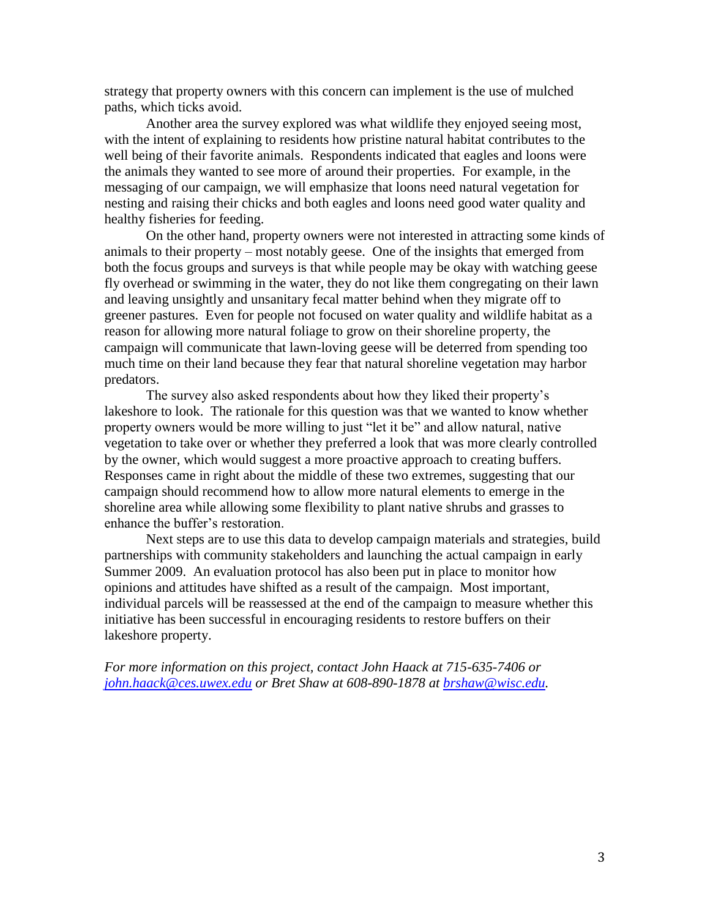strategy that property owners with this concern can implement is the use of mulched paths, which ticks avoid.

Another area the survey explored was what wildlife they enjoyed seeing most, with the intent of explaining to residents how pristine natural habitat contributes to the well being of their favorite animals. Respondents indicated that eagles and loons were the animals they wanted to see more of around their properties. For example, in the messaging of our campaign, we will emphasize that loons need natural vegetation for nesting and raising their chicks and both eagles and loons need good water quality and healthy fisheries for feeding.

On the other hand, property owners were not interested in attracting some kinds of animals to their property – most notably geese. One of the insights that emerged from both the focus groups and surveys is that while people may be okay with watching geese fly overhead or swimming in the water, they do not like them congregating on their lawn and leaving unsightly and unsanitary fecal matter behind when they migrate off to greener pastures. Even for people not focused on water quality and wildlife habitat as a reason for allowing more natural foliage to grow on their shoreline property, the campaign will communicate that lawn-loving geese will be deterred from spending too much time on their land because they fear that natural shoreline vegetation may harbor predators.

The survey also asked respondents about how they liked their property's lakeshore to look. The rationale for this question was that we wanted to know whether property owners would be more willing to just "let it be" and allow natural, native vegetation to take over or whether they preferred a look that was more clearly controlled by the owner, which would suggest a more proactive approach to creating buffers. Responses came in right about the middle of these two extremes, suggesting that our campaign should recommend how to allow more natural elements to emerge in the shoreline area while allowing some flexibility to plant native shrubs and grasses to enhance the buffer's restoration.

Next steps are to use this data to develop campaign materials and strategies, build partnerships with community stakeholders and launching the actual campaign in early Summer 2009. An evaluation protocol has also been put in place to monitor how opinions and attitudes have shifted as a result of the campaign. Most important, individual parcels will be reassessed at the end of the campaign to measure whether this initiative has been successful in encouraging residents to restore buffers on their lakeshore property.

*For more information on this project, contact John Haack at 715-635-7406 or john.haack@ces.uwex.edu or Bret Shaw at 608-890-1878 at brshaw@wisc.edu.*